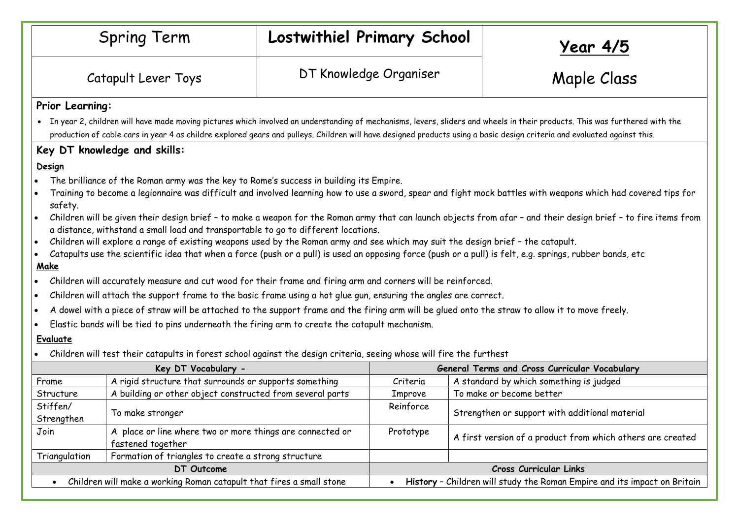| Spring Term | **Lostwithiel Primary School** | **Year 4/5** |
|---|---|---|
| Catapult Lever Toys | DT Knowledge Organiser | Maple Class |

**Prior Learning:**

- In year 2, children will have made moving pictures which involved an understanding of mechanisms, levers, sliders and wheels in their products. This was furthered with the production of cable cars in year 4 as childre explored gears and pulleys. Children will have designed products using a basic design criteria and evaluated against this.

**Key DT knowledge and skills:**

**Design**

- The brilliance of the Roman army was the key to Rome's success in building its Empire.
- Training to become a legionnaire was difficult and involved learning how to use a sword, spear and fight mock battles with weapons which had covered tips for safety.
- Children will be given their design brief – to make a weapon for the Roman army that can launch objects from afar – and their design brief – to fire items from a distance, withstand a small load and transportable to go to different locations.
- Children will explore a range of existing weapons used by the Roman army and see which may suit the design brief – the catapult.
- Catapults use the scientific idea that when a force (push or a pull) is used an opposing force (push or a pull) is felt, e.g. springs, rubber bands, etc

**Make**

- Children will accurately measure and cut wood for their frame and firing arm and corners will be reinforced.
- Children will attach the support frame to the basic frame using a hot glue gun, ensuring the angles are correct.
- A dowel with a piece of straw will be attached to the support frame and the firing arm will be glued onto the straw to allow it to move freely.
- Elastic bands will be tied to pins underneath the firing arm to create the catapult mechanism.

**Evaluate**

- Children will test their catapults in forest school against the design criteria, seeing whose will fire the furthest

| Key DT Vocabulary - | | General Terms and Cross Curricular Vocabulary | |
|---|---|---|---|
| Frame | A rigid structure that surrounds or supports something | Criteria | A standard by which something is judged |
| Structure | A building or other object constructed from several parts | Improve | To make or become better |
| Stiffen/ Strengthen | To make stronger | Reinforce | Strengthen or support with additional material |
| Join | A place or line where two or more things are connected or fastened together | Prototype | A first version of a product from which others are created |
| Triangulation | Formation of triangles to create a strong structure | | |
| **DT Outcome** | | **Cross Curricular Links** | |
| • Children will make a working Roman catapult that fires a small stone | | • **History** – Children will study the Roman Empire and its impact on Britain | |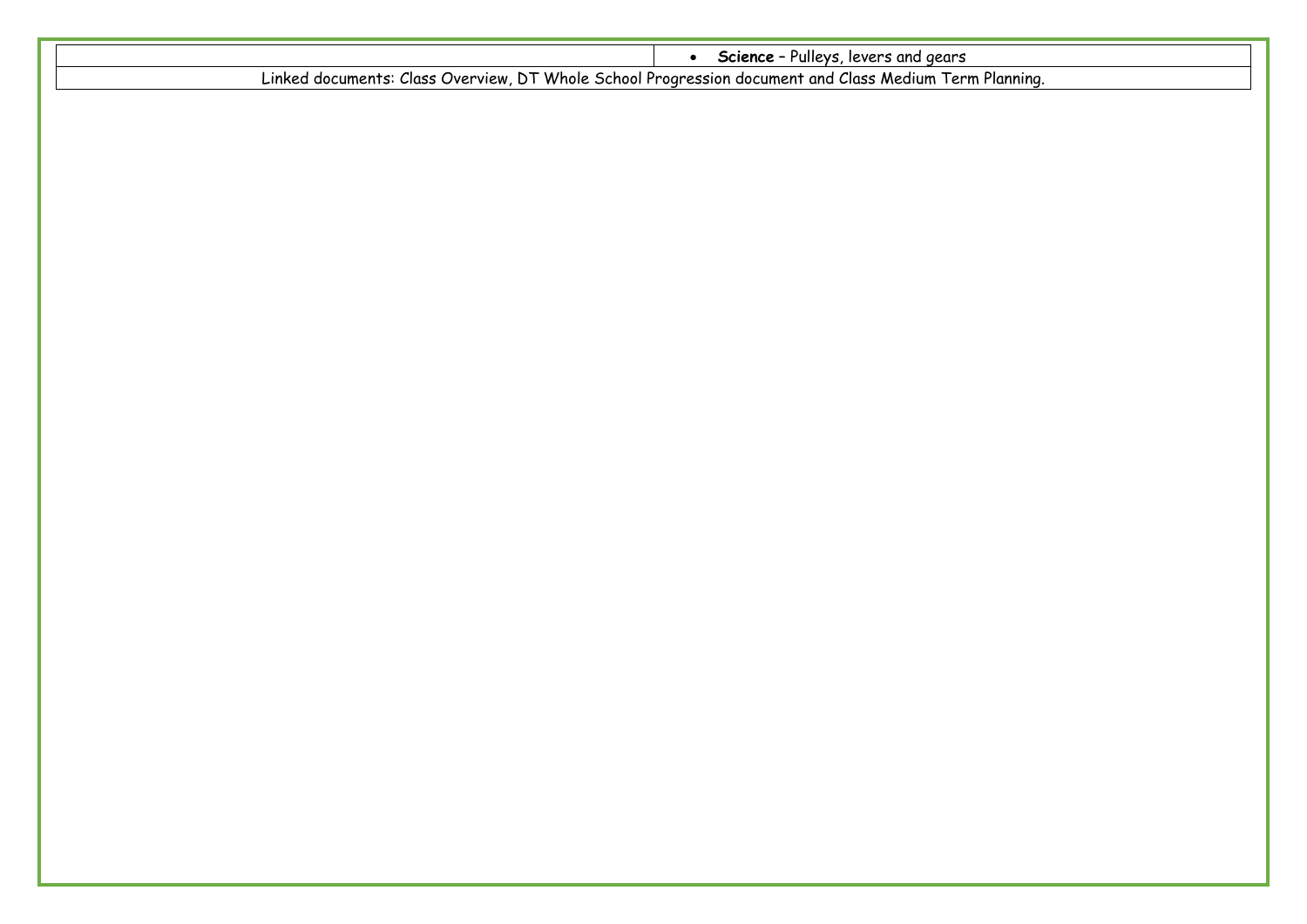| | |
|---|---|
| | - **Science** – Pulleys, levers and gears |

Linked documents: Class Overview, DT Whole School Progression document and Class Medium Term Planning.